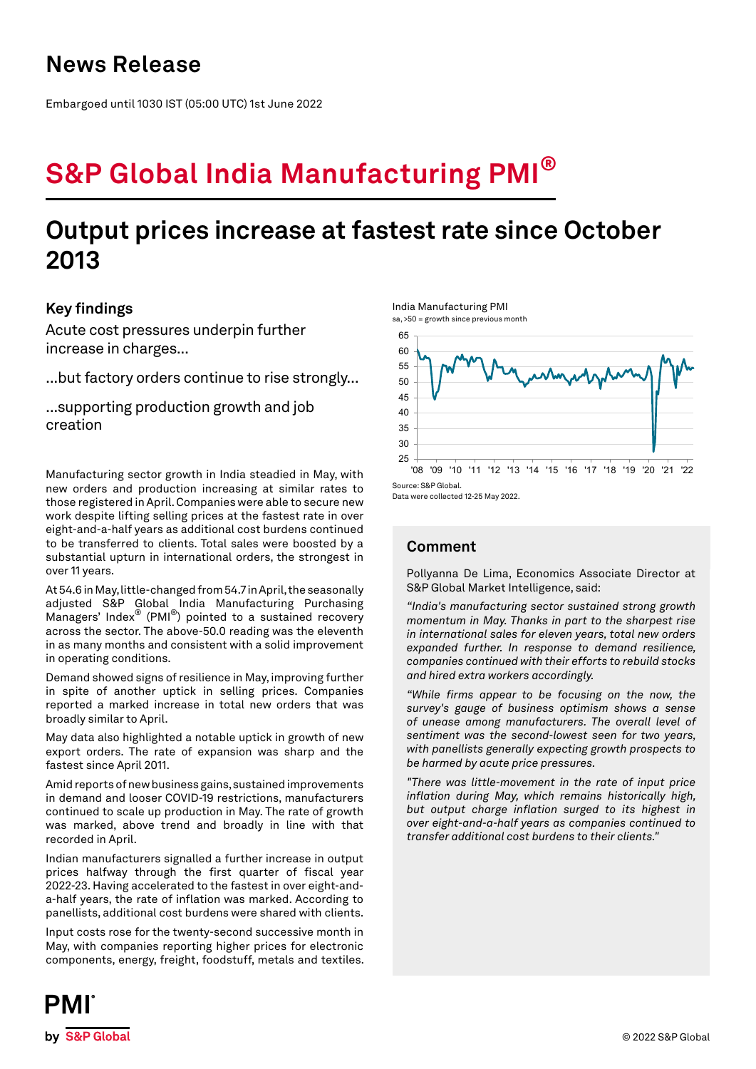# News Release

Embargoed until 1030 IST (05:00 UTC) 1st June 2022

# S&P Global India Manufacturing PMI®

## Output prices increase at fastest rate since October 2013

### Key findings

Acute cost pressures underpin further increase in charges...

...but factory orders continue to rise strongly...

...supporting production growth and job creation

India Manufacturing PMI
sa, >50 = growth since previous month

Source: S&P Global.
Data were collected 12-25 May 2022.

Manufacturing sector growth in India steadied in May, with new orders and production increasing at similar rates to those registered in April. Companies were able to secure new work despite lifting selling prices at the fastest rate in over eight-and-a-half years as additional cost burdens continued to be transferred to clients. Total sales were boosted by a substantial upturn in international orders, the strongest in over 11 years.

At 54.6 in May, little-changed from 54.7 in April, the seasonally adjusted S&P Global India Manufacturing Purchasing Managers' Index® (PMI®) pointed to a sustained recovery across the sector. The above-50.0 reading was the eleventh in as many months and consistent with a solid improvement in operating conditions.

Demand showed signs of resilience in May, improving further in spite of another uptick in selling prices. Companies reported a marked increase in total new orders that was broadly similar to April.

May data also highlighted a notable uptick in growth of new export orders. The rate of expansion was sharp and the fastest since April 2011.

Amid reports of new business gains, sustained improvements in demand and looser COVID-19 restrictions, manufacturers continued to scale up production in May. The rate of growth was marked, above trend and broadly in line with that recorded in April.

Indian manufacturers signalled a further increase in output prices halfway through the first quarter of fiscal year 2022-23. Having accelerated to the fastest in over eight-and-a-half years, the rate of inflation was marked. According to panellists, additional cost burdens were shared with clients.

Input costs rose for the twenty-second successive month in May, with companies reporting higher prices for electronic components, energy, freight, foodstuff, metals and textiles.

### Comment

Pollyanna De Lima, Economics Associate Director at S&P Global Market Intelligence, said:

*"India's manufacturing sector sustained strong growth momentum in May. Thanks in part to the sharpest rise in international sales for eleven years, total new orders expanded further. In response to demand resilience, companies continued with their efforts to rebuild stocks and hired extra workers accordingly.*

*"While firms appear to be focusing on the now, the survey's gauge of business optimism shows a sense of unease among manufacturers. The overall level of sentiment was the second-lowest seen for two years, with panellists generally expecting growth prospects to be harmed by acute price pressures.*

*"There was little-movement in the rate of input price inflation during May, which remains historically high, but output charge inflation surged to its highest in over eight-and-a-half years as companies continued to transfer additional cost burdens to their clients."*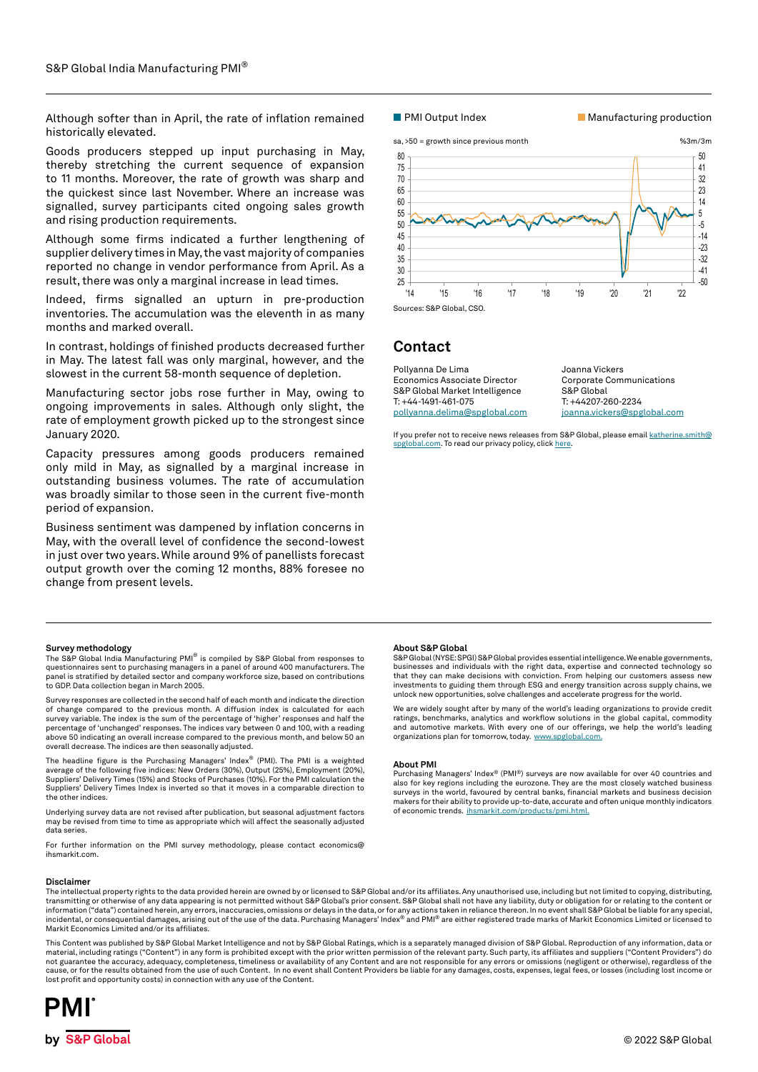Although softer than in April, the rate of inflation remained historically elevated.

Goods producers stepped up input purchasing in May, thereby stretching the current sequence of expansion to 11 months. Moreover, the rate of growth was sharp and the quickest since last November. Where an increase was signalled, survey participants cited ongoing sales growth and rising production requirements.

Although some firms indicated a further lengthening of supplier delivery times in May, the vast majority of companies reported no change in vendor performance from April. As a result, there was only a marginal increase in lead times.

Indeed, firms signalled an upturn in pre-production inventories. The accumulation was the eleventh in as many months and marked overall.

In contrast, holdings of finished products decreased further in May. The latest fall was only marginal, however, and the slowest in the current 58-month sequence of depletion.

Manufacturing sector jobs rose further in May, owing to ongoing improvements in sales. Although only slight, the rate of employment growth picked up to the strongest since January 2020.

Capacity pressures among goods producers remained only mild in May, as signalled by a marginal increase in outstanding business volumes. The rate of accumulation was broadly similar to those seen in the current five-month period of expansion.

Business sentiment was dampened by inflation concerns in May, with the overall level of confidence the second-lowest in just over two years. While around 9% of panellists forecast output growth over the coming 12 months, 88% foresee no change from present levels.

PMI Output Index
Manufacturing production

sa, >50 = growth since previous month
%3m/3m

80
75
70
65
60
55
50
45
40
35
30
25

50
41
32
23
14
5
-5
-14
-23
-32
-41
-50

'14 '15 '16 '17 '18 '19 '20 '21 '22

Sources: S&P Global, CSO.

## Contact

Pollyanna De Lima
Economics Associate Director
S&P Global Market Intelligence
T: +44-1491-461-075
pollyanna.delima@spglobal.com

Joanna Vickers
Corporate Communications
S&P Global
T: +44207-260-2234
joanna.vickers@spglobal.com

If you prefer not to receive news releases from S&P Global, please email katherine.smith@spglobal.com. To read our privacy policy, click here.

### Survey methodology

The S&P Global India Manufacturing PMI® is compiled by S&P Global from responses to questionnaires sent to purchasing managers in a panel of around 400 manufacturers. The panel is stratified by detailed sector and company workforce size, based on contributions to GDP. Data collection began in March 2005.

Survey responses are collected in the second half of each month and indicate the direction of change compared to the previous month. A diffusion index is calculated for each survey variable. The index is the sum of the percentage of 'higher' responses and half the percentage of 'unchanged' responses. The indices vary between 0 and 100, with a reading above 50 indicating an overall increase compared to the previous month, and below 50 an overall decrease. The indices are then seasonally adjusted.

The headline figure is the Purchasing Managers' Index® (PMI). The PMI is a weighted average of the following five indices: New Orders (30%), Output (25%), Employment (20%), Suppliers' Delivery Times (15%) and Stocks of Purchases (10%). For the PMI calculation the Suppliers' Delivery Times Index is inverted so that it moves in a comparable direction to the other indices.

Underlying survey data are not revised after publication, but seasonal adjustment factors may be revised from time to time as appropriate which will affect the seasonally adjusted data series.

For further information on the PMI survey methodology, please contact economics@ihsmarkit.com.

### About S&P Global

S&P Global (NYSE: SPGI) S&P Global provides essential intelligence. We enable governments, businesses and individuals with the right data, expertise and connected technology so that they can make decisions with conviction. From helping our customers assess new investments to guiding them through ESG and energy transition across supply chains, we unlock new opportunities, solve challenges and accelerate progress for the world.

We are widely sought after by many of the world's leading organizations to provide credit ratings, benchmarks, analytics and workflow solutions in the global capital, commodity and automotive markets. With every one of our offerings, we help the world's leading organizations plan for tomorrow, today. www.spglobal.com.

### About PMI

Purchasing Managers' Index® (PMI®) surveys are now available for over 40 countries and also for key regions including the eurozone. They are the most closely watched business surveys in the world, favoured by central banks, financial markets and business decision makers for their ability to provide up-to-date, accurate and often unique monthly indicators of economic trends. ihsmarkit.com/products/pmi.html.

### Disclaimer

The intellectual property rights to the data provided herein are owned by or licensed to S&P Global and/or its affiliates. Any unauthorised use, including but not limited to copying, distributing, transmitting or otherwise of any data appearing is not permitted without S&P Global's prior consent. S&P Global shall not have any liability, duty or obligation for or relating to the content or information ("data") contained herein, any errors, inaccuracies, omissions or delays in the data, or for any actions taken in reliance thereon. In no event shall S&P Global be liable for any special, incidental, or consequential damages, arising out of the use of the data. Purchasing Managers' Index® and PMI® are either registered trade marks of Markit Economics Limited or licensed to Markit Economics Limited and/or its affiliates.

This Content was published by S&P Global Market Intelligence and not by S&P Global Ratings, which is a separately managed division of S&P Global. Reproduction of any information, data or material, including ratings ("Content") in any form is prohibited except with the prior written permission of the relevant party. Such party, its affiliates and suppliers ("Content Providers") do not guarantee the accuracy, adequacy, completeness, timeliness or availability of any Content and are not responsible for any errors or omissions (negligent or otherwise), regardless of the cause, or for the results obtained from the use of such Content. In no event shall Content Providers be liable for any damages, costs, expenses, legal fees, or losses (including lost income or lost profit and opportunity costs) in connection with any use of the Content.

PMI by S&P Global

© 2022 S&P Global